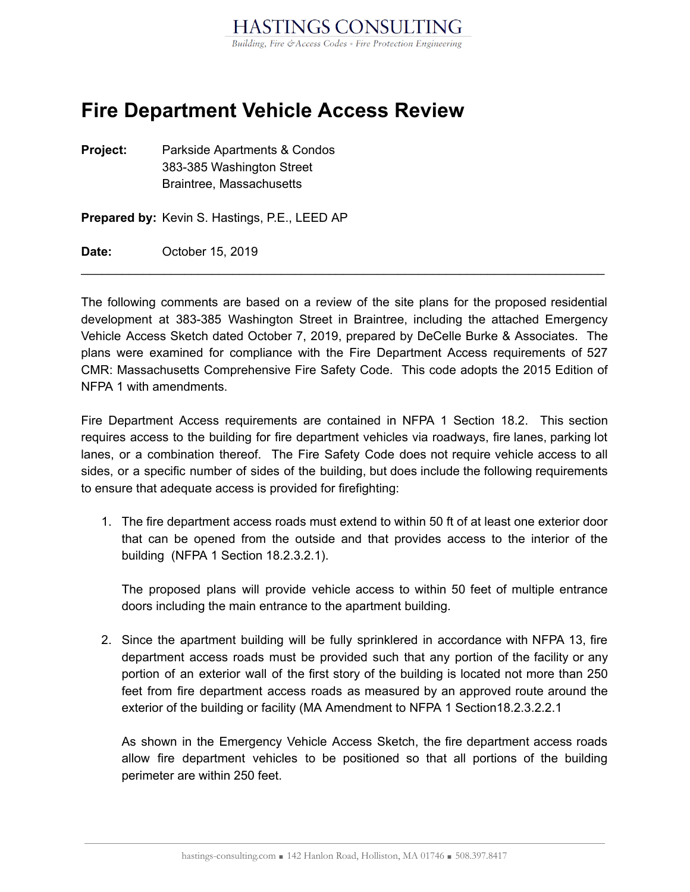# Fire Department Vehicle Access Review

**Project:** Parkside Apartments & Condos
383-385 Washington Street
Braintree, Massachusetts

**Prepared by:** Kevin S. Hastings, P.E., LEED AP

**Date:** October 15, 2019

---

The following comments are based on a review of the site plans for the proposed residential development at 383-385 Washington Street in Braintree, including the attached Emergency Vehicle Access Sketch dated October 7, 2019, prepared by DeCelle Burke & Associates. The plans were examined for compliance with the Fire Department Access requirements of 527 CMR: Massachusetts Comprehensive Fire Safety Code. This code adopts the 2015 Edition of NFPA 1 with amendments.

Fire Department Access requirements are contained in NFPA 1 Section 18.2. This section requires access to the building for fire department vehicles via roadways, fire lanes, parking lot lanes, or a combination thereof. The Fire Safety Code does not require vehicle access to all sides, or a specific number of sides of the building, but does include the following requirements to ensure that adequate access is provided for firefighting:

1. The fire department access roads must extend to within 50 ft of at least one exterior door that can be opened from the outside and that provides access to the interior of the building (NFPA 1 Section 18.2.3.2.1).

   The proposed plans will provide vehicle access to within 50 feet of multiple entrance doors including the main entrance to the apartment building.

2. Since the apartment building will be fully sprinklered in accordance with NFPA 13, fire department access roads must be provided such that any portion of the facility or any portion of an exterior wall of the first story of the building is located not more than 250 feet from fire department access roads as measured by an approved route around the exterior of the building or facility (MA Amendment to NFPA 1 Section18.2.3.2.2.1

   As shown in the Emergency Vehicle Access Sketch, the fire department access roads allow fire department vehicles to be positioned so that all portions of the building perimeter are within 250 feet.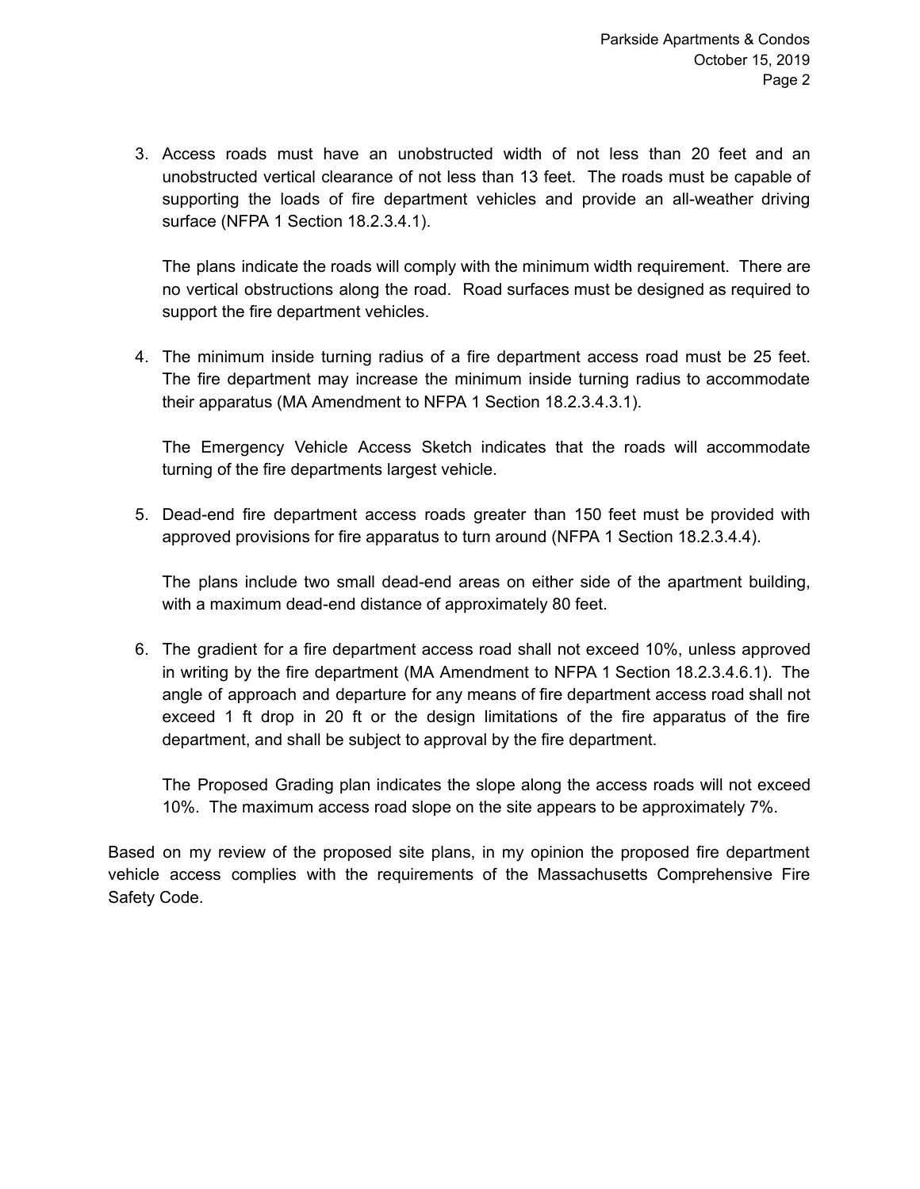3. Access roads must have an unobstructed width of not less than 20 feet and an unobstructed vertical clearance of not less than 13 feet. The roads must be capable of supporting the loads of fire department vehicles and provide an all-weather driving surface (NFPA 1 Section 18.2.3.4.1).

   The plans indicate the roads will comply with the minimum width requirement. There are no vertical obstructions along the road. Road surfaces must be designed as required to support the fire department vehicles.

4. The minimum inside turning radius of a fire department access road must be 25 feet. The fire department may increase the minimum inside turning radius to accommodate their apparatus (MA Amendment to NFPA 1 Section 18.2.3.4.3.1).

   The Emergency Vehicle Access Sketch indicates that the roads will accommodate turning of the fire departments largest vehicle.

5. Dead-end fire department access roads greater than 150 feet must be provided with approved provisions for fire apparatus to turn around (NFPA 1 Section 18.2.3.4.4).

   The plans include two small dead-end areas on either side of the apartment building, with a maximum dead-end distance of approximately 80 feet.

6. The gradient for a fire department access road shall not exceed 10%, unless approved in writing by the fire department (MA Amendment to NFPA 1 Section 18.2.3.4.6.1). The angle of approach and departure for any means of fire department access road shall not exceed 1 ft drop in 20 ft or the design limitations of the fire apparatus of the fire department, and shall be subject to approval by the fire department.

   The Proposed Grading plan indicates the slope along the access roads will not exceed 10%. The maximum access road slope on the site appears to be approximately 7%.

Based on my review of the proposed site plans, in my opinion the proposed fire department vehicle access complies with the requirements of the Massachusetts Comprehensive Fire Safety Code.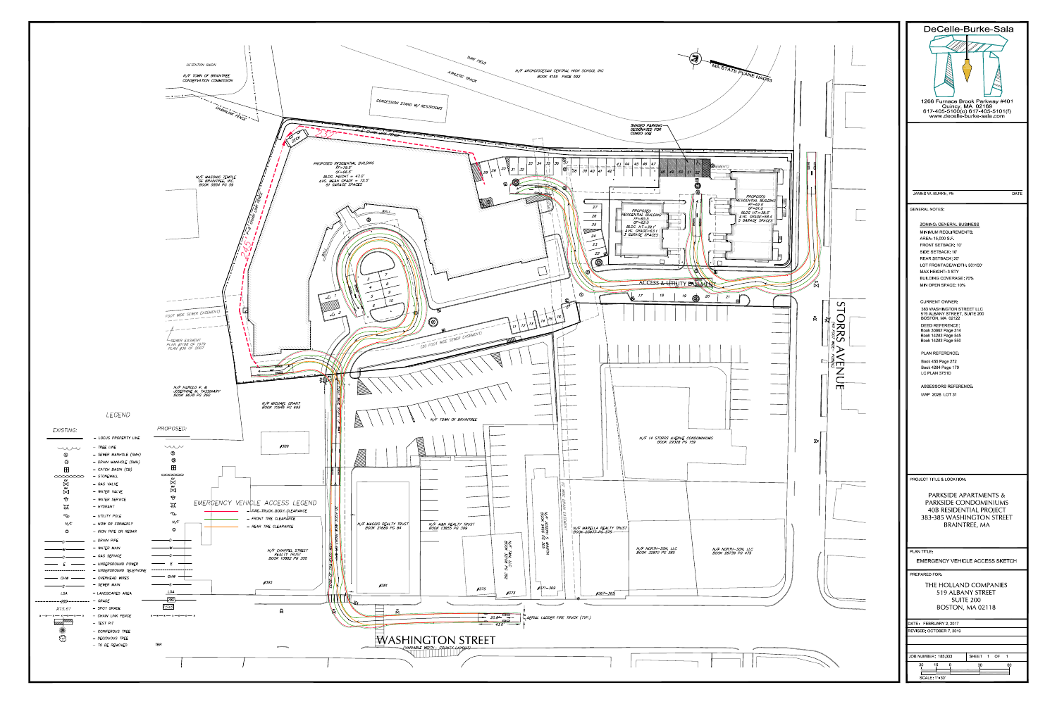DeCelle-Burke-Sala

1266 Furnace Brook Parkway #401
Quincy, MA 02169
617-405-5100(o) 617-405-5101(f)
www.decelle-burke-sala.com

JAMES W. BURKE, PE DATE

GENERAL NOTES:

ZONING: GENERAL BUSINESS

MINIMUM REQUIREMENTS:
AREA: 15,000 S.F.
FRONT SETBACK: 10'
SIDE SETBACK: 10'
REAR SETBACK: 20'
LOT FRONTAGE/WIDTH: 50'/100'
MAX HEIGHT: 3 STY
BUILDING COVERAGE: 70%
MIN OPEN SPACE: 10%

CURRENT OWNER:

383 WASHINGTON STREET LLC
519 ALBANY STREET, SUITE 200
BOSTON, MA 02122

DEED REFERENCE:
Book 30867 Page 314
Book 14283 Page 545
Book 14283 Page 550

PLAN REFERENCE:

Book 450 Page 272
Book 4284 Page 179
LC PLAN 37510

ASSESSORS REFERENCE:

MAP 2026 LOT 31

PROJECT TITLE & LOCATION:

PARKSIDE APARTMENTS &
PARKSIDE CONDOMINIUMS
40B RESIDENTIAL PROJECT
383-385 WASHINGTON STREET
BRAINTREE, MA

PLAN TITLE:

EMERGENCY VEHICLE ACCESS SKETCH

PREPARED FOR:

THE HOLLAND COMPANIES
519 ALBANY STREET
SUITE 200
BOSTON, MA 02118

DATE: FEBRUARY 2, 2017
REVISED: OCTOBER 7, 2019

JOB NUMBER: 185,033 SHEET 1 OF 1

SCALE: 1"=30'

## LEGEND

| EXISTING: | | PROPOSED: |
|---|---|---|
| | LOCUS PROPERTY LINE | |
| | TREE LINE | |
| | SEWER MANHOLE (SMH) | |
| | DRAIN MANHOLE (DMH) | |
| | CATCH BASIN (CB) | |
| | STONEWALL | |
| | GAS VALVE | |
| | WATER VALVE | |
| | WATER SERVICE | |
| | HYDRANT | |
| | UTILITY POLE | |
| N/F | NOW OR FORMERLY | N/F |
| | IRON PIPE OR REBAR | |
| | DRAIN PIPE | |
| | WATER MAIN | |
| | GAS SERVICE | |
| E | UNDERGROUND POWER | E |
| | UNDERGROUND TELEPHONE | |
| OHW | OVERHEAD WIRES | OHW |
| | SEWER MAIN | |
| LSA | LANDSCAPED AREA | LSA |
| 280 | GRADE | 280 |
| X15.61 | SPOT GRADE | |
| | CHAIN LINK FENCE | |
| | TEST PIT | |
| | CONIFEROUS TREE | |
| | DECIDUOUS TREE | |
| | TO BE REMOVED | TBR |

## EMERGENCY VEHICLE ACCESS LEGEND

- FIRE TRUCK BODY CLEARANCE
- FRONT TIRE CLEARANCE
- REAR TIRE CLEARANCE

DETENTION BASIN
N/F TOWN OF BRAINTREE CONSERVATION COMMISSION
CHAINLINK FENCE
TURF FIELD
ATHLETIC TRACK
N/F ARCHDIOCESAN CENTRAL HIGH SCHOOL INC BOOK 4155 PAGE 592
CONCESSION STAND W/ RESTROOMS
MA STATE PLANE NAD83
SHADED PARKING DESIGNATED FOR CONDO USE
PROPOSED RESIDENTIAL BUILDING FF=78.5' GF=66.5' BLDG. HEIGHT = 47.0' AVG. MEAN GRADE = 72.5' 61 GARAGE SPACES
N/F MASONIC TEMPLE OF BRAINTREE, INC. BOOK 5854 PG 59
PROPOSED RESIDENTIAL BUILDING FF=65.5 GF=62.0 BLDG. HT.=39.1' AVG. GRADE=63.1 3 GARAGE SPACES
PROPOSED RESIDENTIAL BUILDING FF=62.0 GF=61.0 BLDG HT.=38.5' AVG. GRADE=58.4 5 GARAGE SPACES
ACCESS & UTILITY EASEMENT
FOOT WIDE SEWER EASEMENT
SEWER EASEMENT PLAN #1195 OF 1979 PLAN 836 OF 2007
(30 FOOT WIDE SEWER EASEMENT)
N/F HAROLD F. & JOSEPHINE M. TASSINARY BOOK 8678 PG 260
N/F MICHAEL GRANT BOOK 10946 PG 695
N/F TOWN OF BRAINTREE
N/F 14 STORRS AVENUE CONDOMINIUMS BOOK 29328 PG 159
STORRS AVENUE (40 FOOT WIDE - PUBLIC)
N/F MAGGIO REALTY TRUST BOOK 21689 PG 64
N/F A&N REALTY TRUST BOOK 13855 PG 399
N/F CHAPPEL STREET REALTY TRUST BOOK 10882 PG 306
N/F MARELLA REALTY TRUST BOOK 33873 PG 576
N/F NORTH-SON, LLC BOOK 32610 PG 385
N/F NORTH-SON, LLC BOOK 38739 PG 475
#389
#385
#381
#375
#373
#371-369
#367-365
AERIAL LADDER FIRE TRUCK (TYP.)
20.6'
43.0'
WASHINGTON STREET (VARIABLE WIDTH - COUNTY LAYOUT)